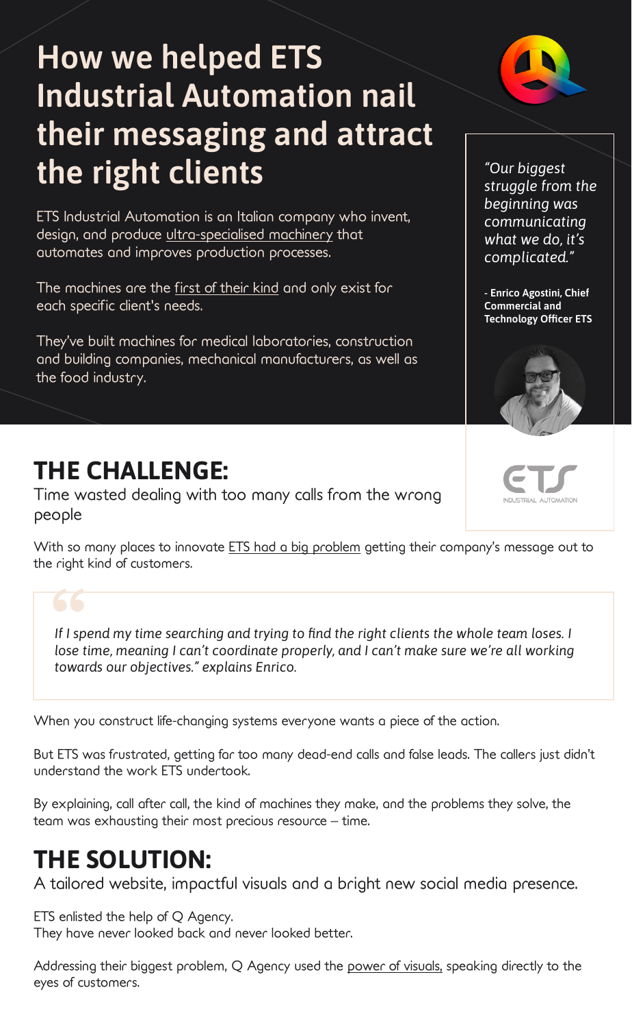# How we helped ETS Industrial Automation nail their messaging and attract the right clients

ETS Industrial Automation is an Italian company who invent, design, and produce ultra-specialised machinery that automates and improves production processes.

The machines are the first of their kind and only exist for each specific client's needs.

They've built machines for medical laboratories, construction and building companies, mechanical manufacturers, as well as the food industry.

*"Our biggest struggle from the beginning was communicating what we do, it's complicated."*

**- Enrico Agostini, Chief Commercial and Technology Officer ETS**

ETS INDUSTRIAL AUTOMATION

## THE CHALLENGE:

Time wasted dealing with too many calls from the wrong people

With so many places to innovate ETS had a big problem getting their company's message out to the right kind of customers.

> *If I spend my time searching and trying to find the right clients the whole team loses. I lose time, meaning I can't coordinate properly, and I can't make sure we're all working towards our objectives." explains Enrico.*

When you construct life-changing systems everyone wants a piece of the action.

But ETS was frustrated, getting far too many dead-end calls and false leads. The callers just didn't understand the work ETS undertook.

By explaining, call after call, the kind of machines they make, and the problems they solve, the team was exhausting their most precious resource – time.

## THE SOLUTION:

A tailored website, impactful visuals and a bright new social media presence.

ETS enlisted the help of Q Agency.
They have never looked back and never looked better.

Addressing their biggest problem, Q Agency used the power of visuals, speaking directly to the eyes of customers.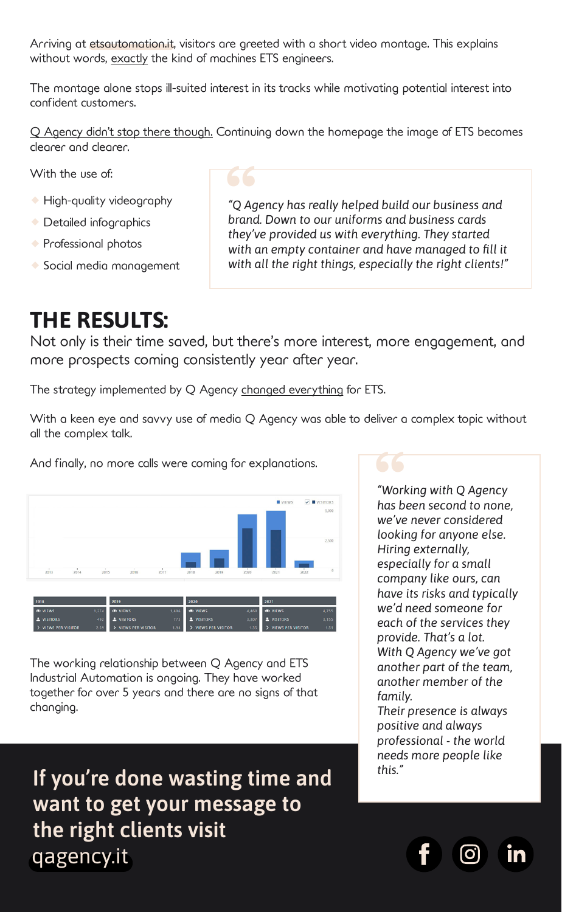Arriving at etsautomation.it, visitors are greeted with a short video montage. This explains without words, exactly the kind of machines ETS engineers.

The montage alone stops ill-suited interest in its tracks while motivating potential interest into confident customers.

Q Agency didn't stop there though. Continuing down the homepage the image of ETS becomes clearer and clearer.

With the use of:

- High-quality videography
- Detailed infographics
- Professional photos
- Social media management

> *"Q Agency has really helped build our business and brand. Down to our uniforms and business cards they've provided us with everything. They started with an empty container and have managed to fill it with all the right things, especially the right clients!"*

# THE RESULTS:

Not only is their time saved, but there's more interest, more engagement, and more prospects coming consistently year after year.

The strategy implemented by Q Agency changed everything for ETS.

With a keen eye and savvy use of media Q Agency was able to deliver a complex topic without all the complex talk.

And finally, no more calls were coming for explanations.

VIEWS
VISITORS
5,000
2,500
0
2013
2014
2015
2016
2017
2018
2019
2020
2021
2022

2018
VIEWS 1,274
VISITORS 492
VIEWS PER VISITOR 2.59

2019
VIEWS 1,496
VISITORS 773
VIEWS PER VISITOR 1.94

2020
VIEWS 4,464
VISITORS 3,307
VIEWS PER VISITOR 1.35

2021
VIEWS 4,755
VISITORS 3,155
VIEWS PER VISITOR 1.51

The working relationship between Q Agency and ETS Industrial Automation is ongoing. They have worked together for over 5 years and there are no signs of that changing.

> *"Working with Q Agency has been second to none, we've never considered looking for anyone else. Hiring externally, especially for a small company like ours, can have its risks and typically we'd need someone for each of the services they provide. That's a lot. With Q Agency we've got another part of the team, another member of the family. Their presence is always positive and always professional - the world needs more people like this."*

**If you're done wasting time and want to get your message to the right clients visit** qagency.it